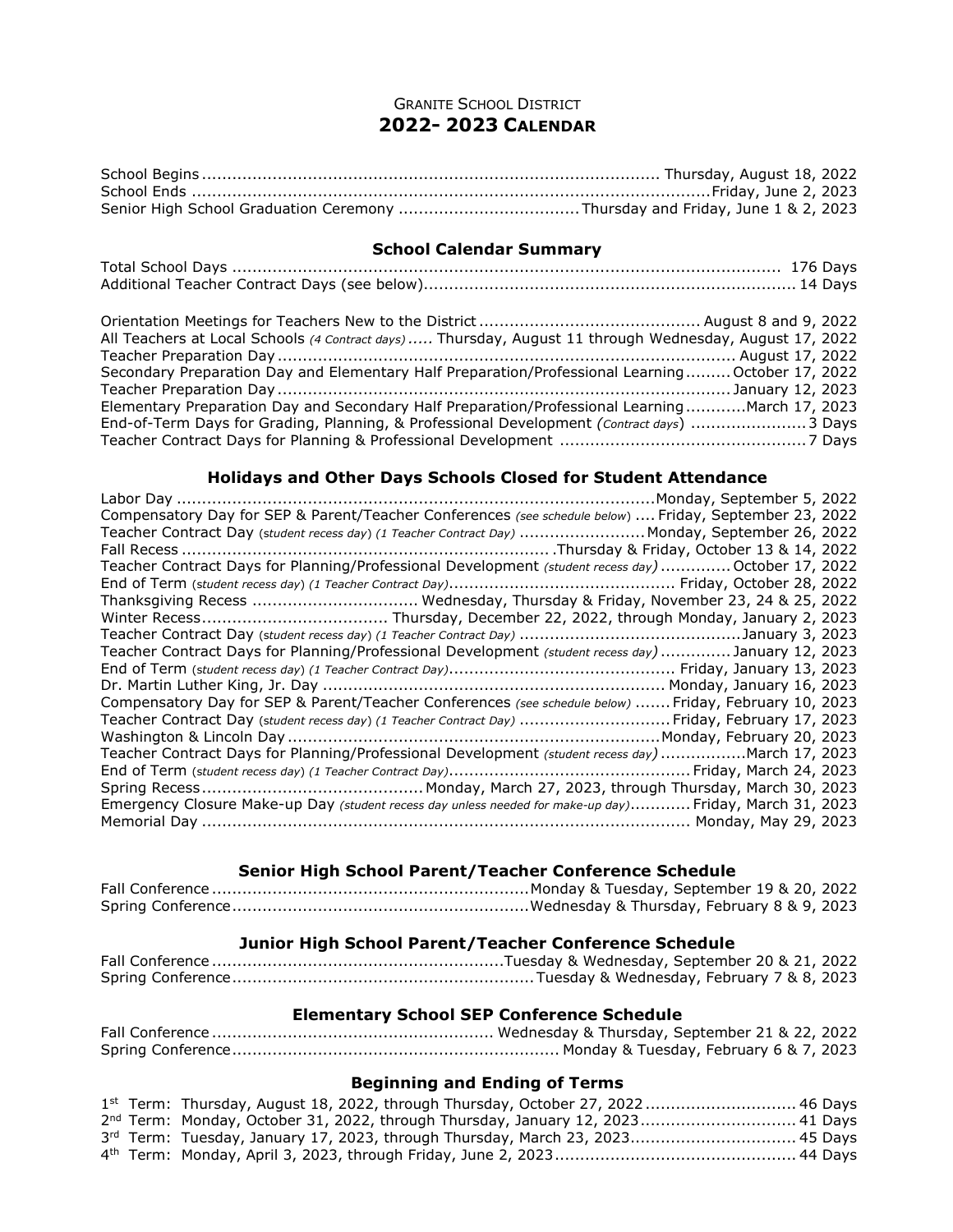# GRANITE SCHOOL DISTRICT
## 2022- 2023 CALENDAR

| | |
|---|---|
| School Begins | Thursday, August 18, 2022 |
| School Ends | Friday, June 2, 2023 |
| Senior High School Graduation Ceremony | Thursday and Friday, June 1 & 2, 2023 |

### School Calendar Summary

| | |
|---|---|
| Total School Days | 176 Days |
| Additional Teacher Contract Days (see below) | 14 Days |

| | |
|---|---|
| Orientation Meetings for Teachers New to the District | August 8 and 9, 2022 |
| All Teachers at Local Schools *(4 Contract days)* | Thursday, August 11 through Wednesday, August 17, 2022 |
| Teacher Preparation Day | August 17, 2022 |
| Secondary Preparation Day and Elementary Half Preparation/Professional Learning | October 17, 2022 |
| Teacher Preparation Day | January 12, 2023 |
| Elementary Preparation Day and Secondary Half Preparation/Professional Learning | March 17, 2023 |
| End-of-Term Days for Grading, Planning, & Professional Development *(Contract days)* | 3 Days |
| Teacher Contract Days for Planning & Professional Development | 7 Days |

### Holidays and Other Days Schools Closed for Student Attendance

| | |
|---|---|
| Labor Day | Monday, September 5, 2022 |
| Compensatory Day for SEP & Parent/Teacher Conferences *(see schedule below)* | Friday, September 23, 2022 |
| Teacher Contract Day *(student recess day) (1 Teacher Contract Day)* | Monday, September 26, 2022 |
| Fall Recess | Thursday & Friday, October 13 & 14, 2022 |
| Teacher Contract Days for Planning/Professional Development *(student recess day)* | October 17, 2022 |
| End of Term *(student recess day) (1 Teacher Contract Day)* | Friday, October 28, 2022 |
| Thanksgiving Recess | Wednesday, Thursday & Friday, November 23, 24 & 25, 2022 |
| Winter Recess | Thursday, December 22, 2022, through Monday, January 2, 2023 |
| Teacher Contract Day *(student recess day) (1 Teacher Contract Day)* | January 3, 2023 |
| Teacher Contract Days for Planning/Professional Development *(student recess day)* | January 12, 2023 |
| End of Term *(student recess day) (1 Teacher Contract Day)* | Friday, January 13, 2023 |
| Dr. Martin Luther King, Jr. Day | Monday, January 16, 2023 |
| Compensatory Day for SEP & Parent/Teacher Conferences *(see schedule below)* | Friday, February 10, 2023 |
| Teacher Contract Day *(student recess day) (1 Teacher Contract Day)* | Friday, February 17, 2023 |
| Washington & Lincoln Day | Monday, February 20, 2023 |
| Teacher Contract Days for Planning/Professional Development *(student recess day)* | March 17, 2023 |
| End of Term *(student recess day) (1 Teacher Contract Day)* | Friday, March 24, 2023 |
| Spring Recess | Monday, March 27, 2023, through Thursday, March 30, 2023 |
| Emergency Closure Make-up Day *(student recess day unless needed for make-up day)* | Friday, March 31, 2023 |
| Memorial Day | Monday, May 29, 2023 |

### Senior High School Parent/Teacher Conference Schedule

| | |
|---|---|
| Fall Conference | Monday & Tuesday, September 19 & 20, 2022 |
| Spring Conference | Wednesday & Thursday, February 8 & 9, 2023 |

### Junior High School Parent/Teacher Conference Schedule

| | |
|---|---|
| Fall Conference | Tuesday & Wednesday, September 20 & 21, 2022 |
| Spring Conference | Tuesday & Wednesday, February 7 & 8, 2023 |

### Elementary School SEP Conference Schedule

| | |
|---|---|
| Fall Conference | Wednesday & Thursday, September 21 & 22, 2022 |
| Spring Conference | Monday & Tuesday, February 6 & 7, 2023 |

### Beginning and Ending of Terms

| | |
|---|---|
| 1st Term: Thursday, August 18, 2022, through Thursday, October 27, 2022 | 46 Days |
| 2nd Term: Monday, October 31, 2022, through Thursday, January 12, 2023 | 41 Days |
| 3rd Term: Tuesday, January 17, 2023, through Thursday, March 23, 2023 | 45 Days |
| 4th Term: Monday, April 3, 2023, through Friday, June 2, 2023 | 44 Days |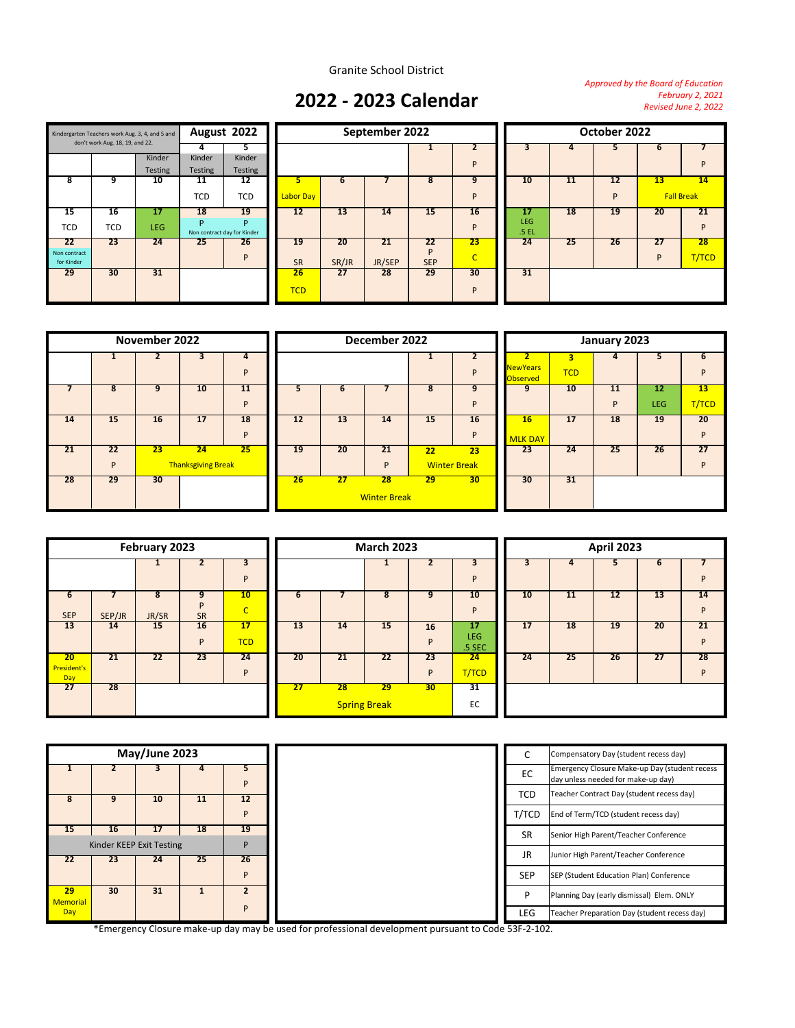Granite School District

*Approved by the Board of Education February 2, 2021 Revised June 2, 2022*

# 2022 - 2023 Calendar

## August 2022

Kindergarten Teachers work Aug. 3, 4, and 5 and don't work Aug. 18, 19, and 22.

| | | | | |
|---|---|---|---|---|
| | | | 4 | 5 |
| | | Kinder Testing | Kinder Testing | Kinder Testing |
| 8 | 9 | 10 | 11 TCD | 12 TCD |
| 15 TCD | 16 TCD | 17 LEG | 18 P Non contract day for Kinder | 19 P Non contract day for Kinder |
| 22 Non contract for Kinder | 23 | 24 | 25 | 26 P |
| 29 | 30 | 31 | | |

## September 2022

| | | | | |
|---|---|---|---|---|
| | | | 1 | 2 P |
| 5 Labor Day | 6 | 7 | 8 | 9 P |
| 12 | 13 | 14 | 15 | 16 P |
| 19 SR | 20 SR/JR | 21 JR/SEP | 22 P SEP | 23 C |
| 26 TCD | 27 | 28 | 29 | 30 P |

## October 2022

| | | | | |
|---|---|---|---|---|
| 3 | 4 | 5 | 6 | 7 P |
| 10 | 11 | 12 P | 13 Fall Break | 14 Fall Break |
| 17 LEG .5 EL | 18 | 19 | 20 | 21 P |
| 24 | 25 | 26 | 27 P | 28 T/TCD |
| 31 | | | | |

## November 2022

| | | | | |
|---|---|---|---|---|
| | 1 | 2 | 3 | 4 P |
| 7 | 8 | 9 | 10 | 11 P |
| 14 | 15 | 16 | 17 | 18 P |
| 21 | 22 P | 23 Thanksgiving Break | 24 Thanksgiving Break | 25 Thanksgiving Break |
| 28 | 29 | 30 | | |

## December 2022

| | | | | |
|---|---|---|---|---|
| | | | 1 | 2 P |
| 5 | 6 | 7 | 8 | 9 P |
| 12 | 13 | 14 | 15 | 16 P |
| 19 | 20 | 21 P | 22 Winter Break | 23 Winter Break |
| 26 Winter Break | 27 Winter Break | 28 Winter Break | 29 Winter Break | 30 Winter Break |

## January 2023

| | | | | |
|---|---|---|---|---|
| 2 NewYears Observed | 3 TCD | 4 | 5 | 6 P |
| 9 | 10 | 11 P | 12 LEG | 13 T/TCD |
| 16 MLK DAY | 17 | 18 | 19 | 20 P |
| 23 | 24 | 25 | 26 | 27 P |
| 30 | 31 | | | |

## February 2023

| | | | | |
|---|---|---|---|---|
| | | 1 | 2 | 3 P |
| 6 SEP | 7 SEP/JR | 8 JR/SR | 9 P SR | 10 C |
| 13 | 14 | 15 | 16 P | 17 TCD |
| 20 President's Day | 21 | 22 | 23 | 24 P |
| 27 | 28 | | | |

## March 2023

| | | | | |
|---|---|---|---|---|
| | | 1 | 2 | 3 P |
| 6 | 7 | 8 | 9 | 10 P |
| 13 | 14 | 15 | 16 P | 17 LEG .5 SEC |
| 20 | 21 | 22 | 23 P | 24 T/TCD |
| 27 Spring Break | 28 Spring Break | 29 Spring Break | 30 Spring Break | 31 EC |

## April 2023

| | | | | |
|---|---|---|---|---|
| 3 | 4 | 5 | 6 | 7 P |
| 10 | 11 | 12 | 13 | 14 P |
| 17 | 18 | 19 | 20 | 21 P |
| 24 | 25 | 26 | 27 | 28 P |

## May/June 2023

| | | | | |
|---|---|---|---|---|
| 1 | 2 | 3 | 4 | 5 P |
| 8 | 9 | 10 | 11 | 12 P |
| 15 Kinder KEEP Exit Testing | 16 Kinder KEEP Exit Testing | 17 Kinder KEEP Exit Testing | 18 Kinder KEEP Exit Testing | 19 P |
| 22 | 23 | 24 | 25 | 26 P |
| 29 Memorial Day | 30 | 31 | 1 | 2 P |

## Legend

| | |
|---|---|
| C | Compensatory Day (student recess day) |
| EC | Emergency Closure Make-up Day (student recess day unless needed for make-up day) |
| TCD | Teacher Contract Day (student recess day) |
| T/TCD | End of Term/TCD (student recess day) |
| SR | Senior High Parent/Teacher Conference |
| JR | Junior High Parent/Teacher Conference |
| SEP | SEP (Student Education Plan) Conference |
| P | Planning Day (early dismissal) Elem. ONLY |
| LEG | Teacher Preparation Day (student recess day) |

*Emergency Closure make-up day may be used for professional development pursuant to Code 53F-2-102.